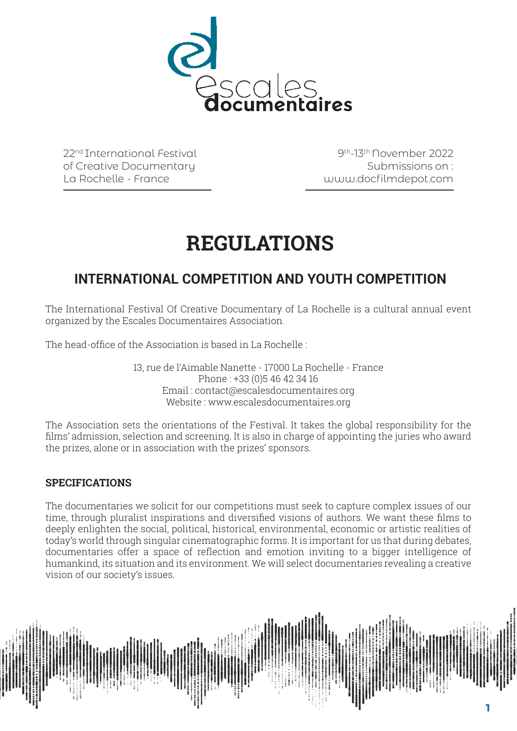escales documentaires

22nd International Festival
of Creative Documentary
La Rochelle - France

9th-13th November 2022
Submissions on :
www.docfilmdepot.com

# REGULATIONS

## INTERNATIONAL COMPETITION AND YOUTH COMPETITION

The International Festival Of Creative Documentary of La Rochelle is a cultural annual event organized by the Escales Documentaires Association.

The head-office of the Association is based in La Rochelle :

13, rue de l'Aimable Nanette - 17000 La Rochelle - France
Phone : +33 (0)5 46 42 34 16
Email : contact@escalesdocumentaires.org
Website : www.escalesdocumentaires.org

The Association sets the orientations of the Festival. It takes the global responsibility for the films' admission, selection and screening. It is also in charge of appointing the juries who award the prizes, alone or in association with the prizes' sponsors.

### SPECIFICATIONS

The documentaries we solicit for our competitions must seek to capture complex issues of our time, through pluralist inspirations and diversified visions of authors. We want these films to deeply enlighten the social, political, historical, environmental, economic or artistic realities of today's world through singular cinematographic forms. It is important for us that during debates, documentaries offer a space of reflection and emotion inviting to a bigger intelligence of humankind, its situation and its environment. We will select documentaries revealing a creative vision of our society's issues.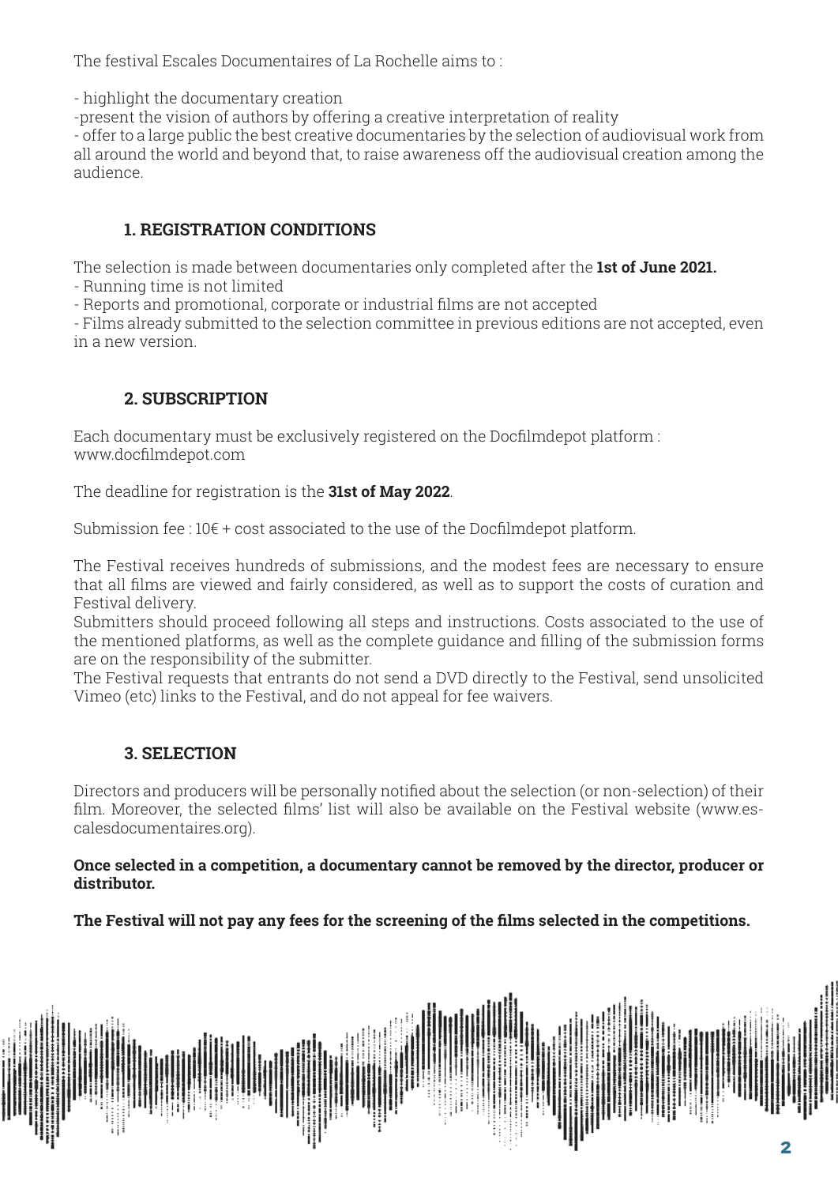The festival Escales Documentaires of La Rochelle aims to :

- highlight the documentary creation
-present the vision of authors by offering a creative interpretation of reality
- offer to a large public the best creative documentaries by the selection of audiovisual work from all around the world and beyond that, to raise awareness off the audiovisual creation among the audience.

## 1. REGISTRATION CONDITIONS

The selection is made between documentaries only completed after the **1st of June 2021.**

- Running time is not limited
- Reports and promotional, corporate or industrial films are not accepted
- Films already submitted to the selection committee in previous editions are not accepted, even in a new version.

## 2. SUBSCRIPTION

Each documentary must be exclusively registered on the Docfilmdepot platform : www.docfilmdepot.com

The deadline for registration is the **31st of May 2022**.

Submission fee : 10€ + cost associated to the use of the Docfilmdepot platform.

The Festival receives hundreds of submissions, and the modest fees are necessary to ensure that all films are viewed and fairly considered, as well as to support the costs of curation and Festival delivery.
Submitters should proceed following all steps and instructions. Costs associated to the use of the mentioned platforms, as well as the complete guidance and filling of the submission forms are on the responsibility of the submitter.
The Festival requests that entrants do not send a DVD directly to the Festival, send unsolicited Vimeo (etc) links to the Festival, and do not appeal for fee waivers.

## 3. SELECTION

Directors and producers will be personally notified about the selection (or non-selection) of their film. Moreover, the selected films' list will also be available on the Festival website (www.escalesdocumentaires.org).

**Once selected in a competition, a documentary cannot be removed by the director, producer or distributor.**

**The Festival will not pay any fees for the screening of the films selected in the competitions.**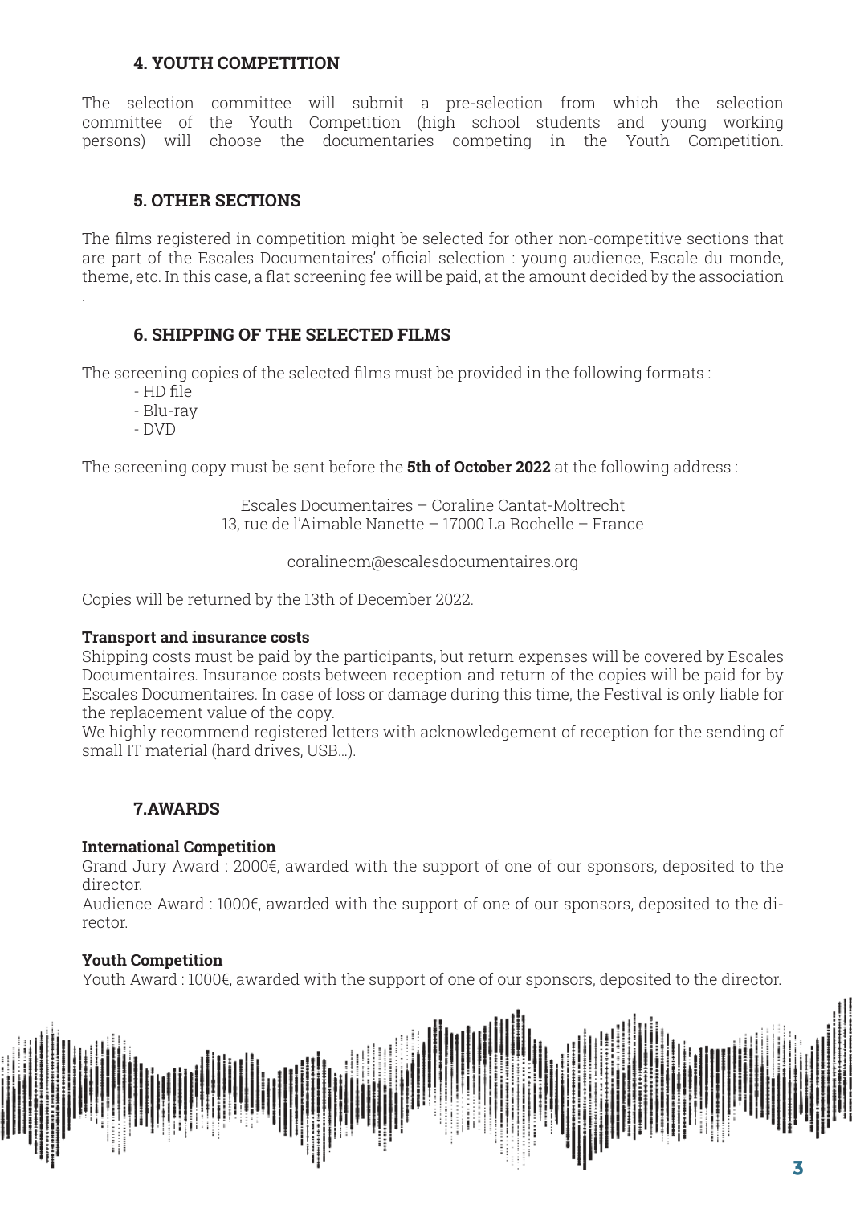## 4. YOUTH COMPETITION

The selection committee will submit a pre-selection from which the selection committee of the Youth Competition (high school students and young working persons) will choose the documentaries competing in the Youth Competition.

## 5. OTHER SECTIONS

The films registered in competition might be selected for other non-competitive sections that are part of the Escales Documentaires' official selection : young audience, Escale du monde, theme, etc. In this case, a flat screening fee will be paid, at the amount decided by the association .

## 6. SHIPPING OF THE SELECTED FILMS

The screening copies of the selected films must be provided in the following formats :

- HD file
- Blu-ray
- DVD

The screening copy must be sent before the **5th of October 2022** at the following address :

Escales Documentaires – Coraline Cantat-Moltrecht
13, rue de l'Aimable Nanette – 17000 La Rochelle – France

coralinecm@escalesdocumentaires.org

Copies will be returned by the 13th of December 2022.

**Transport and insurance costs**

Shipping costs must be paid by the participants, but return expenses will be covered by Escales Documentaires. Insurance costs between reception and return of the copies will be paid for by Escales Documentaires. In case of loss or damage during this time, the Festival is only liable for the replacement value of the copy.
We highly recommend registered letters with acknowledgement of reception for the sending of small IT material (hard drives, USB...).

## 7.AWARDS

**International Competition**

Grand Jury Award : 2000€, awarded with the support of one of our sponsors, deposited to the director.
Audience Award : 1000€, awarded with the support of one of our sponsors, deposited to the director.

**Youth Competition**

Youth Award : 1000€, awarded with the support of one of our sponsors, deposited to the director.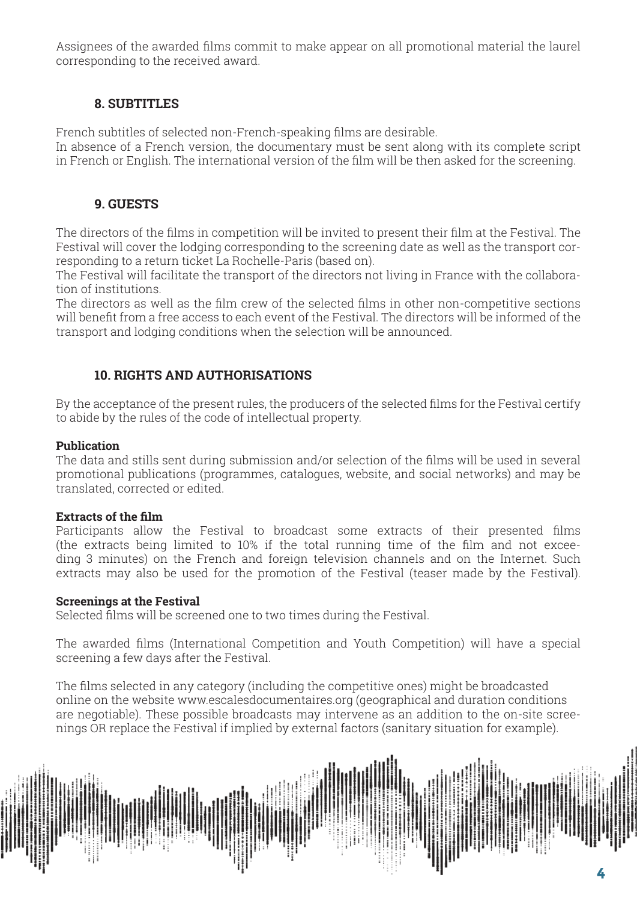Assignees of the awarded films commit to make appear on all promotional material the laurel corresponding to the received award.

## 8. SUBTITLES

French subtitles of selected non-French-speaking films are desirable.
In absence of a French version, the documentary must be sent along with its complete script in French or English. The international version of the film will be then asked for the screening.

## 9. GUESTS

The directors of the films in competition will be invited to present their film at the Festival. The Festival will cover the lodging corresponding to the screening date as well as the transport corresponding to a return ticket La Rochelle-Paris (based on).
The Festival will facilitate the transport of the directors not living in France with the collaboration of institutions.
The directors as well as the film crew of the selected films in other non-competitive sections will benefit from a free access to each event of the Festival. The directors will be informed of the transport and lodging conditions when the selection will be announced.

## 10. RIGHTS AND AUTHORISATIONS

By the acceptance of the present rules, the producers of the selected films for the Festival certify to abide by the rules of the code of intellectual property.

**Publication**
The data and stills sent during submission and/or selection of the films will be used in several promotional publications (programmes, catalogues, website, and social networks) and may be translated, corrected or edited.

**Extracts of the film**
Participants allow the Festival to broadcast some extracts of their presented films (the extracts being limited to 10% if the total running time of the film and not exceeding 3 minutes) on the French and foreign television channels and on the Internet. Such extracts may also be used for the promotion of the Festival (teaser made by the Festival).

**Screenings at the Festival**
Selected films will be screened one to two times during the Festival.

The awarded films (International Competition and Youth Competition) will have a special screening a few days after the Festival.

The films selected in any category (including the competitive ones) might be broadcasted online on the website www.escalesdocumentaires.org (geographical and duration conditions are negotiable). These possible broadcasts may intervene as an addition to the on-site screenings OR replace the Festival if implied by external factors (sanitary situation for example).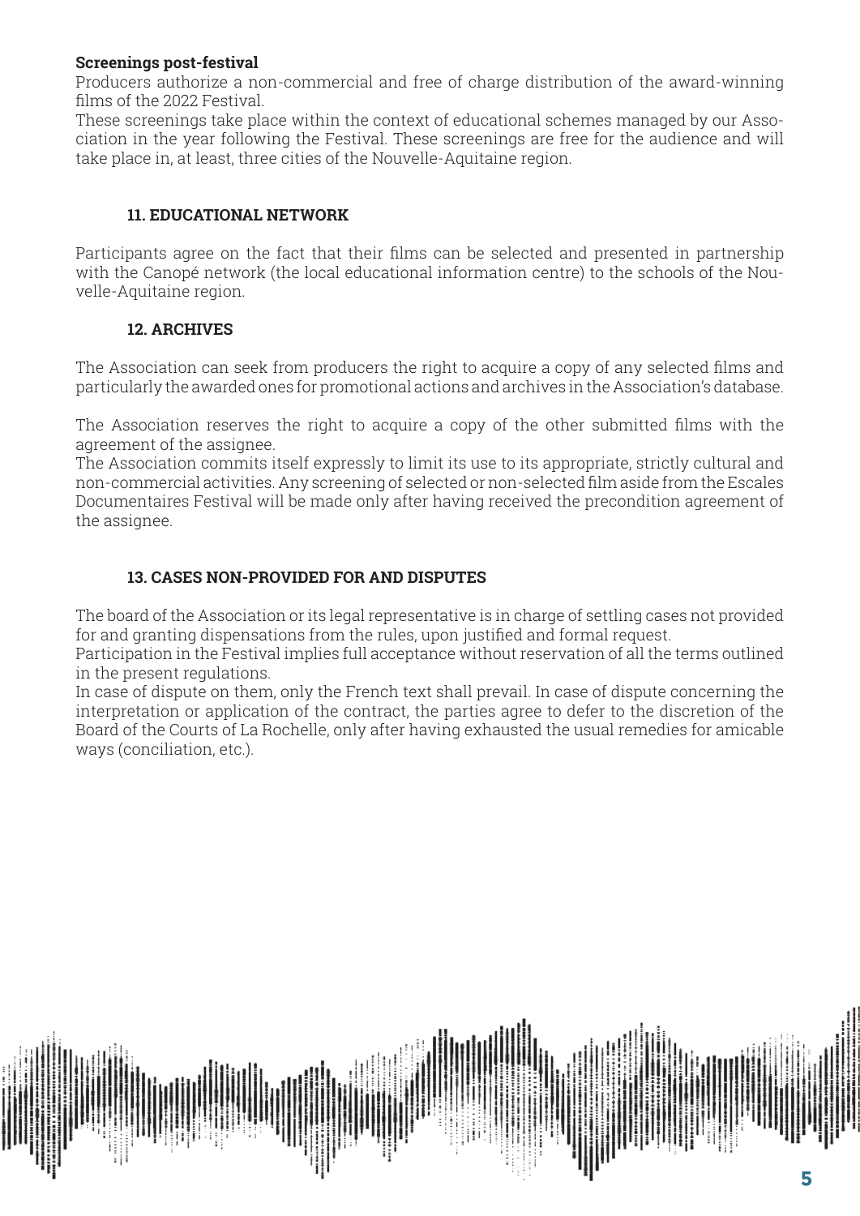**Screenings post-festival**

Producers authorize a non-commercial and free of charge distribution of the award-winning films of the 2022 Festival.

These screenings take place within the context of educational schemes managed by our Association in the year following the Festival. These screenings are free for the audience and will take place in, at least, three cities of the Nouvelle-Aquitaine region.

### 11. EDUCATIONAL NETWORK

Participants agree on the fact that their films can be selected and presented in partnership with the Canopé network (the local educational information centre) to the schools of the Nouvelle-Aquitaine region.

### 12. ARCHIVES

The Association can seek from producers the right to acquire a copy of any selected films and particularly the awarded ones for promotional actions and archives in the Association's database.

The Association reserves the right to acquire a copy of the other submitted films with the agreement of the assignee.

The Association commits itself expressly to limit its use to its appropriate, strictly cultural and non-commercial activities. Any screening of selected or non-selected film aside from the Escales Documentaires Festival will be made only after having received the precondition agreement of the assignee.

### 13. CASES NON-PROVIDED FOR AND DISPUTES

The board of the Association or its legal representative is in charge of settling cases not provided for and granting dispensations from the rules, upon justified and formal request.

Participation in the Festival implies full acceptance without reservation of all the terms outlined in the present regulations.

In case of dispute on them, only the French text shall prevail. In case of dispute concerning the interpretation or application of the contract, the parties agree to defer to the discretion of the Board of the Courts of La Rochelle, only after having exhausted the usual remedies for amicable ways (conciliation, etc.).